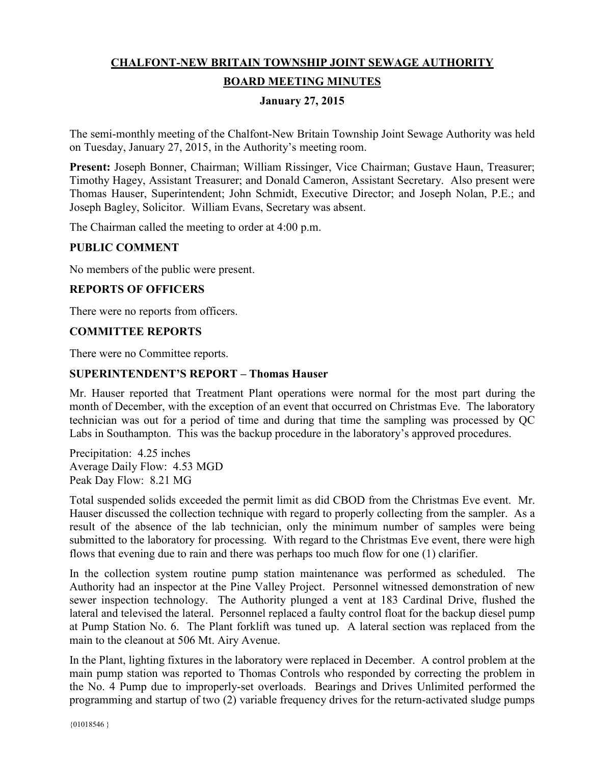**CHALFONT-NEW BRITAIN TOWNSHIP JOINT SEWAGE AUTHORITY**

**BOARD MEETING MINUTES**

**January 27, 2015**

The semi-monthly meeting of the Chalfont-New Britain Township Joint Sewage Authority was held on Tuesday, January 27, 2015, in the Authority's meeting room.

**Present:** Joseph Bonner, Chairman; William Rissinger, Vice Chairman; Gustave Haun, Treasurer; Timothy Hagey, Assistant Treasurer; and Donald Cameron, Assistant Secretary. Also present were Thomas Hauser, Superintendent; John Schmidt, Executive Director; and Joseph Nolan, P.E.; and Joseph Bagley, Solicitor. William Evans, Secretary was absent.

The Chairman called the meeting to order at 4:00 p.m.

**PUBLIC COMMENT**

No members of the public were present.

**REPORTS OF OFFICERS**

There were no reports from officers.

**COMMITTEE REPORTS**

There were no Committee reports.

**SUPERINTENDENT'S REPORT – Thomas Hauser**

Mr. Hauser reported that Treatment Plant operations were normal for the most part during the month of December, with the exception of an event that occurred on Christmas Eve. The laboratory technician was out for a period of time and during that time the sampling was processed by QC Labs in Southampton. This was the backup procedure in the laboratory's approved procedures.

Precipitation: 4.25 inches
Average Daily Flow: 4.53 MGD
Peak Day Flow: 8.21 MG

Total suspended solids exceeded the permit limit as did CBOD from the Christmas Eve event. Mr. Hauser discussed the collection technique with regard to properly collecting from the sampler. As a result of the absence of the lab technician, only the minimum number of samples were being submitted to the laboratory for processing. With regard to the Christmas Eve event, there were high flows that evening due to rain and there was perhaps too much flow for one (1) clarifier.

In the collection system routine pump station maintenance was performed as scheduled. The Authority had an inspector at the Pine Valley Project. Personnel witnessed demonstration of new sewer inspection technology. The Authority plunged a vent at 183 Cardinal Drive, flushed the lateral and televised the lateral. Personnel replaced a faulty control float for the backup diesel pump at Pump Station No. 6. The Plant forklift was tuned up. A lateral section was replaced from the main to the cleanout at 506 Mt. Airy Avenue.

In the Plant, lighting fixtures in the laboratory were replaced in December. A control problem at the main pump station was reported to Thomas Controls who responded by correcting the problem in the No. 4 Pump due to improperly-set overloads. Bearings and Drives Unlimited performed the programming and startup of two (2) variable frequency drives for the return-activated sludge pumps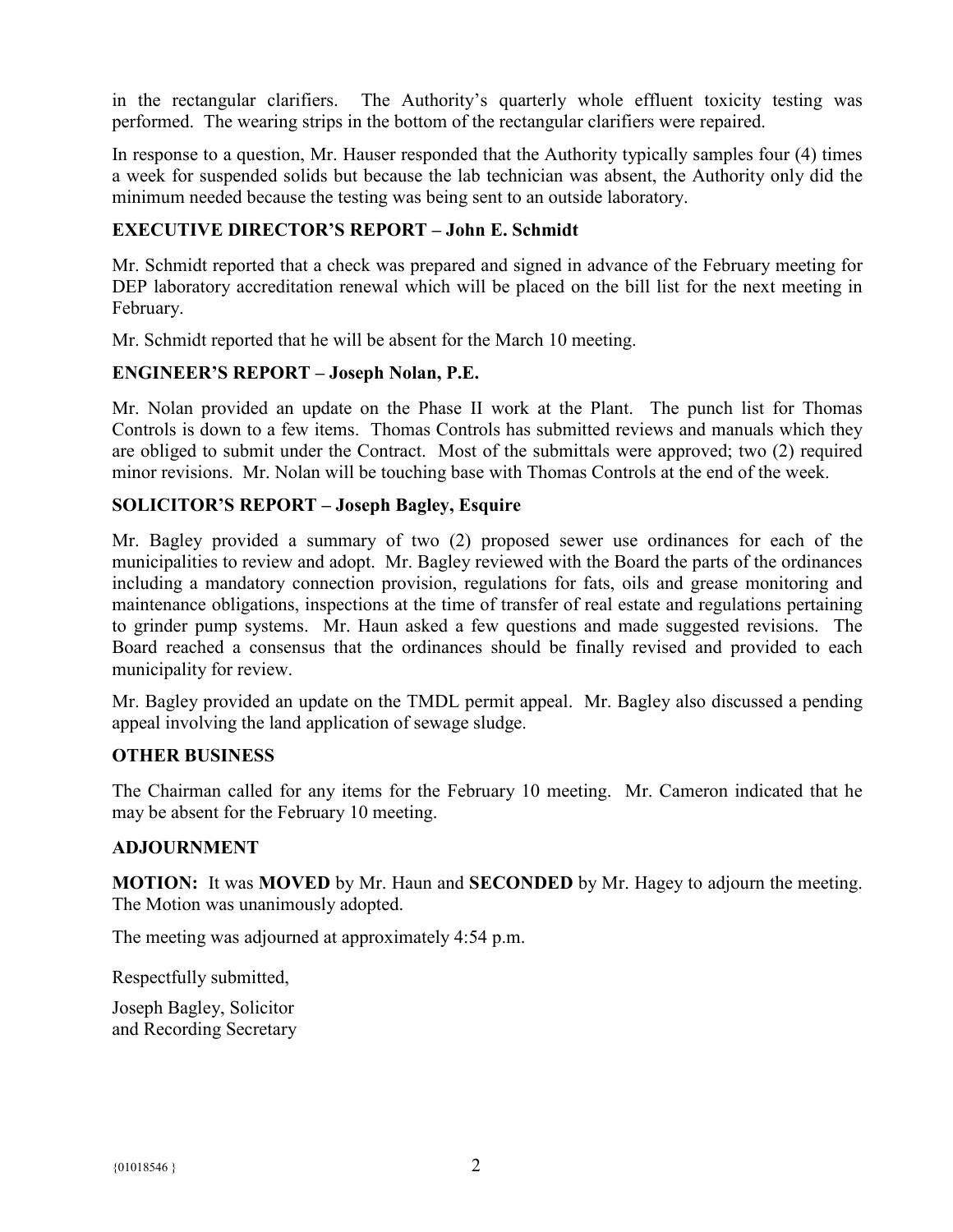in the rectangular clarifiers. The Authority's quarterly whole effluent toxicity testing was performed. The wearing strips in the bottom of the rectangular clarifiers were repaired.

In response to a question, Mr. Hauser responded that the Authority typically samples four (4) times a week for suspended solids but because the lab technician was absent, the Authority only did the minimum needed because the testing was being sent to an outside laboratory.

## EXECUTIVE DIRECTOR'S REPORT – John E. Schmidt

Mr. Schmidt reported that a check was prepared and signed in advance of the February meeting for DEP laboratory accreditation renewal which will be placed on the bill list for the next meeting in February.

Mr. Schmidt reported that he will be absent for the March 10 meeting.

## ENGINEER'S REPORT – Joseph Nolan, P.E.

Mr. Nolan provided an update on the Phase II work at the Plant. The punch list for Thomas Controls is down to a few items. Thomas Controls has submitted reviews and manuals which they are obliged to submit under the Contract. Most of the submittals were approved; two (2) required minor revisions. Mr. Nolan will be touching base with Thomas Controls at the end of the week.

## SOLICITOR'S REPORT – Joseph Bagley, Esquire

Mr. Bagley provided a summary of two (2) proposed sewer use ordinances for each of the municipalities to review and adopt. Mr. Bagley reviewed with the Board the parts of the ordinances including a mandatory connection provision, regulations for fats, oils and grease monitoring and maintenance obligations, inspections at the time of transfer of real estate and regulations pertaining to grinder pump systems. Mr. Haun asked a few questions and made suggested revisions. The Board reached a consensus that the ordinances should be finally revised and provided to each municipality for review.

Mr. Bagley provided an update on the TMDL permit appeal. Mr. Bagley also discussed a pending appeal involving the land application of sewage sludge.

## OTHER BUSINESS

The Chairman called for any items for the February 10 meeting. Mr. Cameron indicated that he may be absent for the February 10 meeting.

## ADJOURNMENT

**MOTION:** It was **MOVED** by Mr. Haun and **SECONDED** by Mr. Hagey to adjourn the meeting. The Motion was unanimously adopted.

The meeting was adjourned at approximately 4:54 p.m.

Respectfully submitted,

Joseph Bagley, Solicitor
and Recording Secretary

{01018546 }